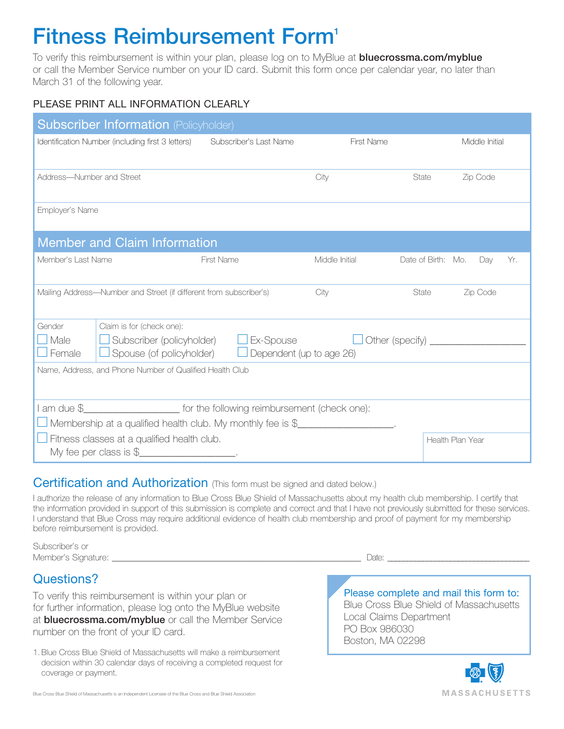# Fitness Reimbursement Form[1]

To verify this reimbursement is within your plan, please log on to MyBlue at **bluecrossma.com/myblue** or call the Member Service number on your ID card. Submit this form once per calendar year, no later than March 31 of the following year.

PLEASE PRINT ALL INFORMATION CLEARLY

## Subscriber Information (Policyholder)

| Identification Number (including first 3 letters) | Subscriber's Last Name | First Name | Middle Initial |
|---|---|---|---|
| | | | |

| Address—Number and Street | City | State | Zip Code |
|---|---|---|---|
| | | | |

Employer's Name

## Member and Claim Information

| Member's Last Name | First Name | Middle Initial | Date of Birth: Mo. Day Yr. |
|---|---|---|---|
| | | | |

| Mailing Address—Number and Street (if different from subscriber's) | City | State | Zip Code |
|---|---|---|---|
| | | | |

Gender
- ☐ Male
- ☐ Female

Claim is for (check one):
- ☐ Subscriber (policyholder)
- ☐ Spouse (of policyholder)
- ☐ Ex-Spouse
- ☐ Dependent (up to age 26)
- ☐ Other (specify) ___________________

Name, Address, and Phone Number of Qualified Health Club

I am due $__________________ for the following reimbursement (check one):
- ☐ Membership at a qualified health club. My monthly fee is $__________________.
- ☐ Fitness classes at a qualified health club. My fee per class is $__________________.

Health Plan Year

## Certification and Authorization (This form must be signed and dated below.)

I authorize the release of any information to Blue Cross Blue Shield of Massachusetts about my health club membership. I certify that the information provided in support of this submission is complete and correct and that I have not previously submitted for these services. I understand that Blue Cross may require additional evidence of health club membership and proof of payment for my membership before reimbursement is provided.

Subscriber's or Member's Signature: ______________________________ Date: ____________________

## Questions?

To verify this reimbursement is within your plan or for further information, please log onto the MyBlue website at **bluecrossma.com/myblue** or call the Member Service number on the front of your ID card.

1. Blue Cross Blue Shield of Massachusetts will make a reimbursement decision within 30 calendar days of receiving a completed request for coverage or payment.

**Please complete and mail this form to:**
Blue Cross Blue Shield of Massachusetts
Local Claims Department
PO Box 986030
Boston, MA 02298

Blue Cross Blue Shield of Massachusetts is an Independent Licensee of the Blue Cross and Blue Shield Association

MASSACHUSETTS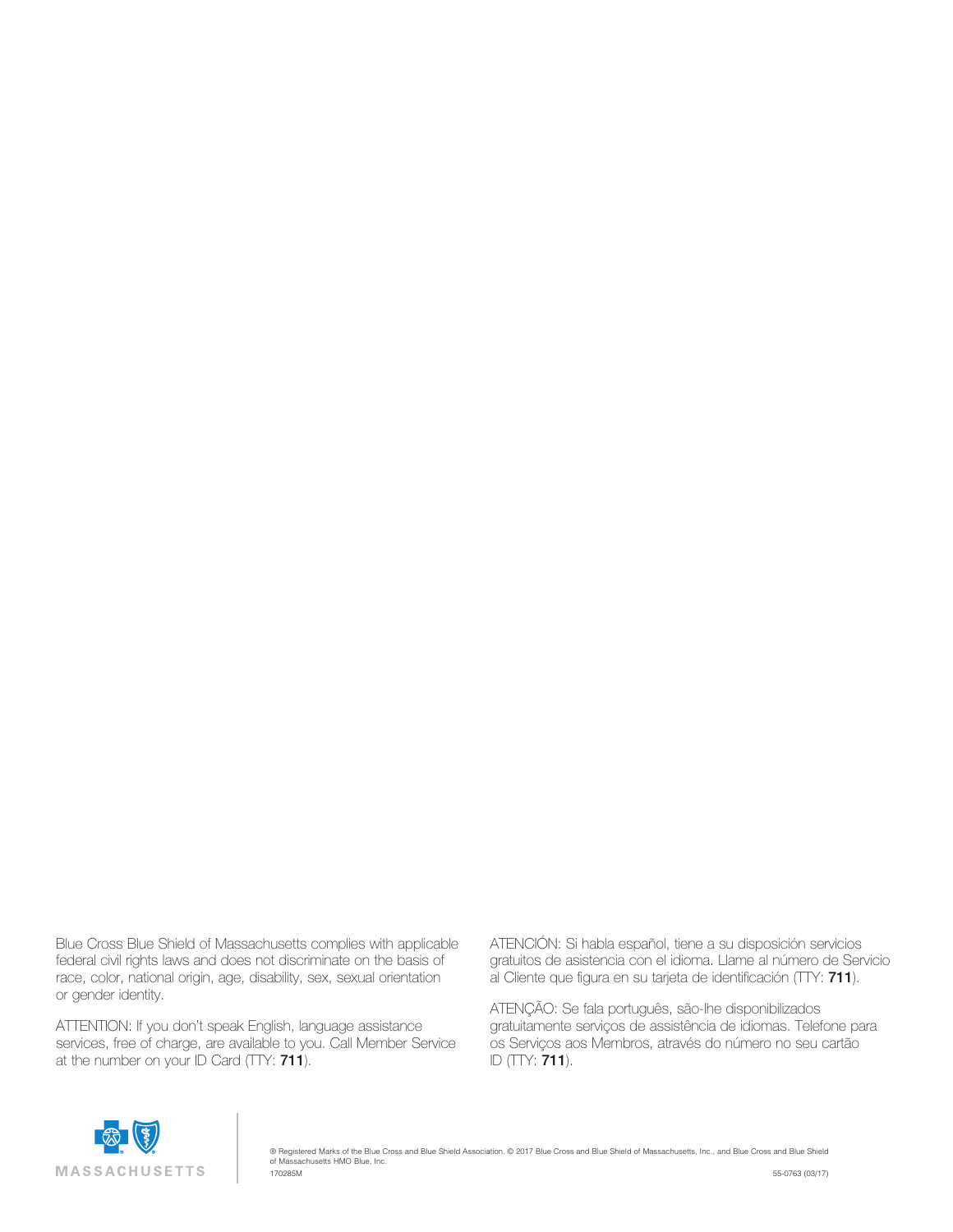Blue Cross Blue Shield of Massachusetts complies with applicable federal civil rights laws and does not discriminate on the basis of race, color, national origin, age, disability, sex, sexual orientation or gender identity.

ATTENTION: If you don't speak English, language assistance services, free of charge, are available to you. Call Member Service at the number on your ID Card (TTY: **711**).

ATENCIÓN: Si habla español, tiene a su disposición servicios gratuitos de asistencia con el idioma. Llame al número de Servicio al Cliente que figura en su tarjeta de identificación (TTY: **711**).

ATENÇÃO: Se fala português, são-lhe disponibilizados gratuitamente serviços de assistência de idiomas. Telefone para os Serviços aos Membros, através do número no seu cartão ID (TTY: **711**).

MASSACHUSETTS

® Registered Marks of the Blue Cross and Blue Shield Association. © 2017 Blue Cross and Blue Shield of Massachusetts, Inc., and Blue Cross and Blue Shield of Massachusetts HMO Blue, Inc.

170285M

55-0763 (03/17)